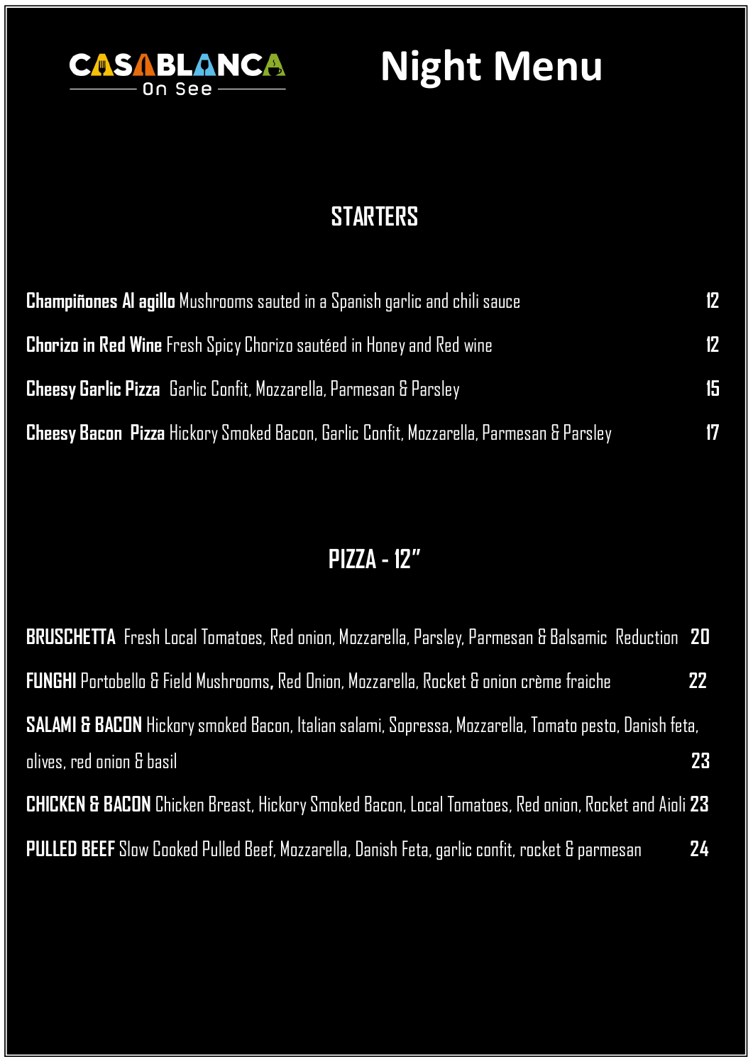CASABLANCA On See

# Night Menu

## STARTERS

**Champiñones Al agillo** Mushrooms sauted in a Spanish garlic and chili sauce 12

**Chorizo in Red Wine** Fresh Spicy Chorizo sautéed in Honey and Red wine 12

**Cheesy Garlic Pizza** Garlic Confit, Mozzarella, Parmesan & Parsley 15

**Cheesy Bacon Pizza** Hickory Smoked Bacon, Garlic Confit, Mozzarella, Parmesan & Parsley 17

## PIZZA - 12"

**BRUSCHETTA** Fresh Local Tomatoes, Red onion, Mozzarella, Parsley, Parmesan & Balsamic Reduction **20**

**FUNGHI** Portobello & Field Mushrooms, Red Onion, Mozzarella, Rocket & onion crème fraiche **22**

**SALAMI & BACON** Hickory smoked Bacon, Italian salami, Sopressa, Mozzarella, Tomato pesto, Danish feta, olives, red onion & basil **23**

**CHICKEN & BACON** Chicken Breast, Hickory Smoked Bacon, Local Tomatoes, Red onion, Rocket and Aioli **23**

**PULLED BEEF** Slow Cooked Pulled Beef, Mozzarella, Danish Feta, garlic confit, rocket & parmesan **24**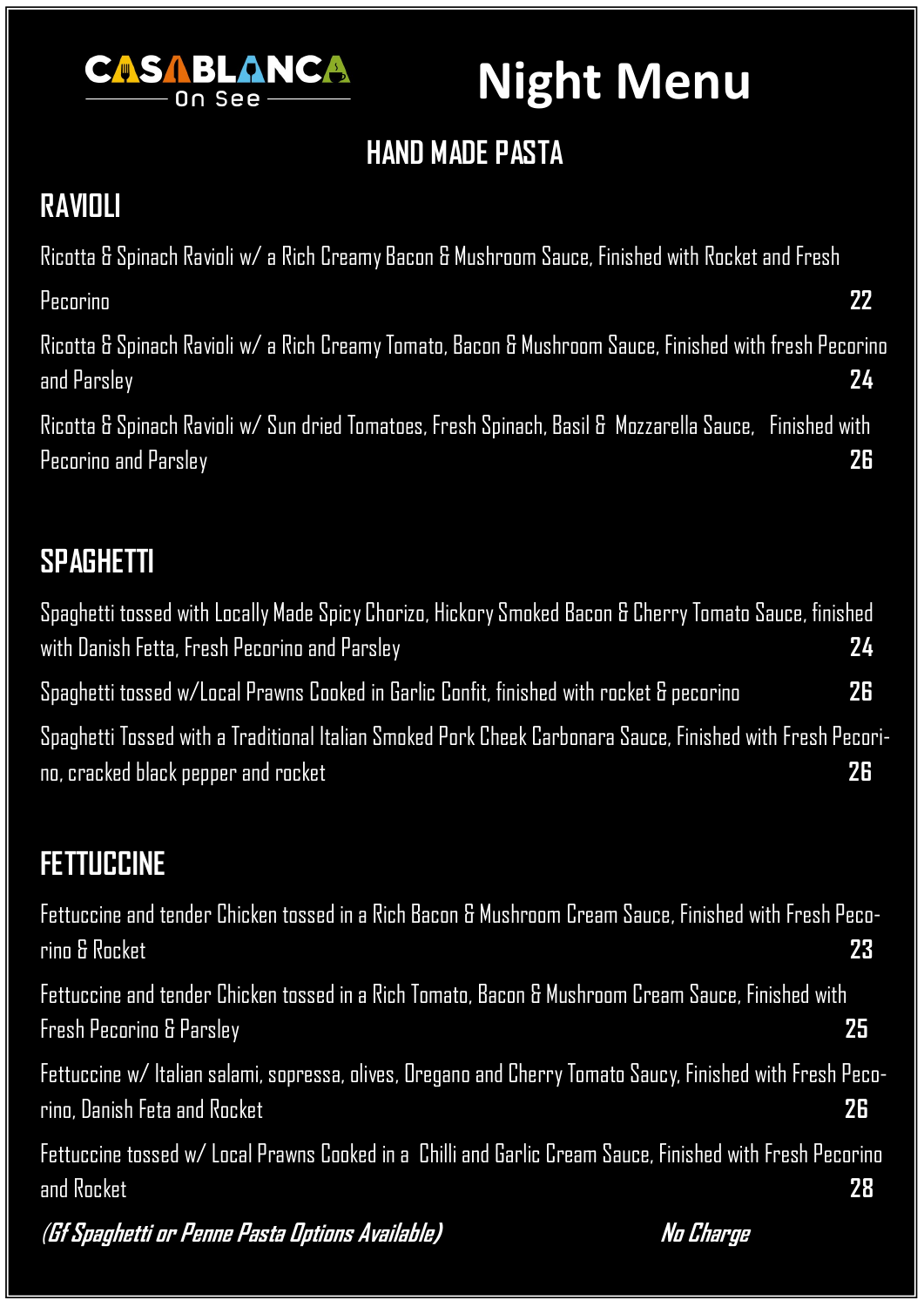CASABLANCA On See

# Night Menu

## HAND MADE PASTA

### RAVIOLI

Ricotta & Spinach Ravioli w/ a Rich Creamy Bacon & Mushroom Sauce, Finished with Rocket and Fresh Pecorino **22**

Ricotta & Spinach Ravioli w/ a Rich Creamy Tomato, Bacon & Mushroom Sauce, Finished with fresh Pecorino and Parsley **24**

Ricotta & Spinach Ravioli w/ Sun dried Tomatoes, Fresh Spinach, Basil & Mozzarella Sauce, Finished with Pecorino and Parsley **26**

### SPAGHETTI

Spaghetti tossed with Locally Made Spicy Chorizo, Hickory Smoked Bacon & Cherry Tomato Sauce, finished with Danish Fetta, Fresh Pecorino and Parsley **24**

Spaghetti tossed w/Local Prawns Cooked in Garlic Confit, finished with rocket & pecorino **26**

Spaghetti Tossed with a Traditional Italian Smoked Pork Cheek Carbonara Sauce, Finished with Fresh Pecorino, cracked black pepper and rocket **26**

### FETTUCCINE

Fettuccine and tender Chicken tossed in a Rich Bacon & Mushroom Cream Sauce, Finished with Fresh Pecorino & Rocket **23**

Fettuccine and tender Chicken tossed in a Rich Tomato, Bacon & Mushroom Cream Sauce, Finished with Fresh Pecorino & Parsley **25**

Fettuccine w/ Italian salami, sopressa, olives, Oregano and Cherry Tomato Saucy, Finished with Fresh Pecorino, Danish Feta and Rocket **26**

Fettuccine tossed w/ Local Prawns Cooked in a Chilli and Garlic Cream Sauce, Finished with Fresh Pecorino and Rocket **28**

***(Gf Spaghetti or Penne Pasta Options Available)*** ***No Charge***